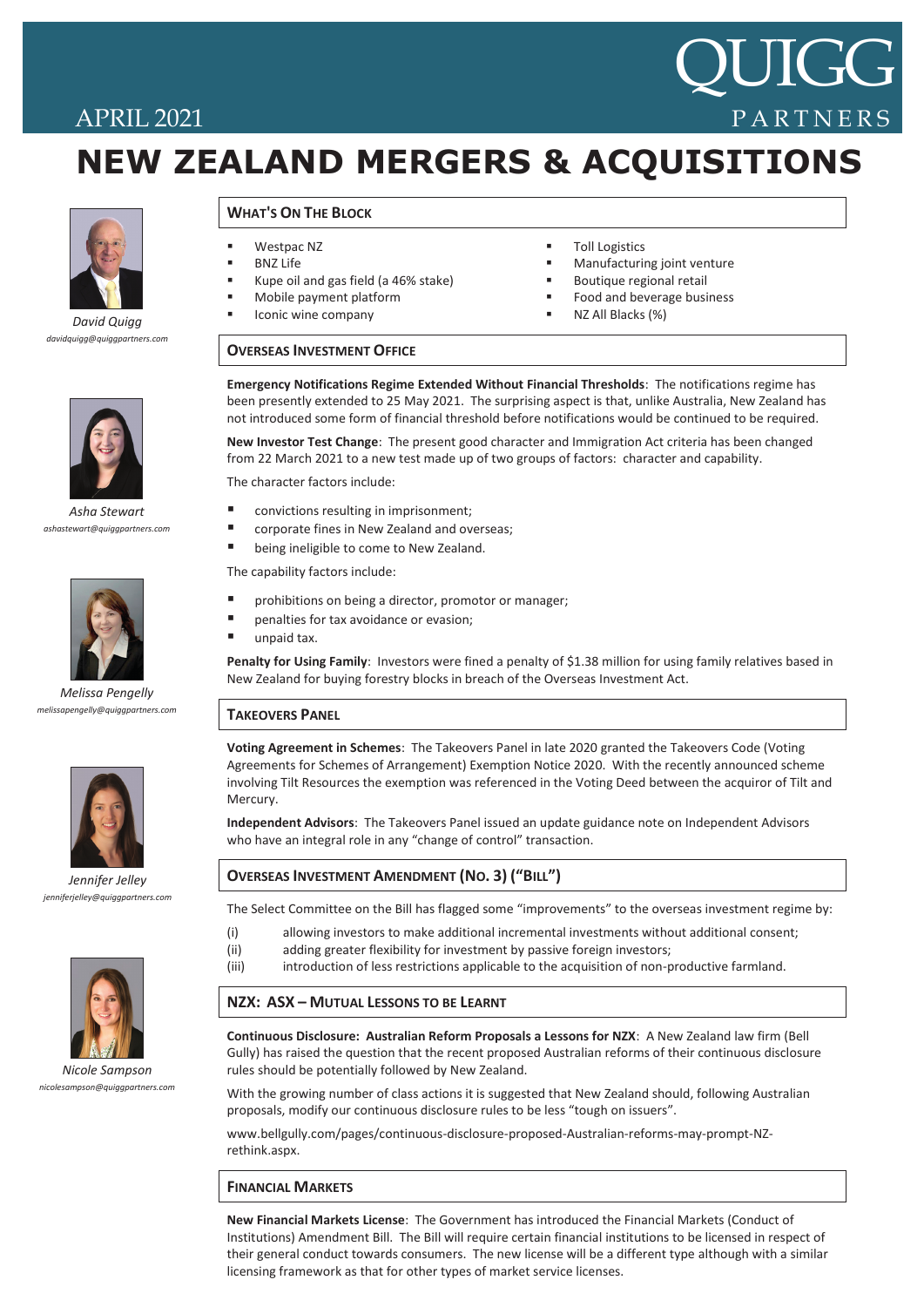APRIL 2021

QUIGG PARTNERS

# NEW ZEALAND MERGERS & ACQUISITIONS

*David Quigg*
*davidquigg@quiggpartners.com*

*Asha Stewart*
*ashastewart@quiggpartners.com*

*Melissa Pengelly*
*melissapengelly@quiggpartners.com*

*Jennifer Jelley*
*jenniferjelley@quiggpartners.com*

*Nicole Sampson*
*nicolesampson@quiggpartners.com*

## WHAT'S ON THE BLOCK

- Westpac NZ
- BNZ Life
- Kupe oil and gas field (a 46% stake)
- Mobile payment platform
- Iconic wine company
- Toll Logistics
- Manufacturing joint venture
- Boutique regional retail
- Food and beverage business
- NZ All Blacks (%)

## OVERSEAS INVESTMENT OFFICE

**Emergency Notifications Regime Extended Without Financial Thresholds**: The notifications regime has been presently extended to 25 May 2021. The surprising aspect is that, unlike Australia, New Zealand has not introduced some form of financial threshold before notifications would be continued to be required.

**New Investor Test Change**: The present good character and Immigration Act criteria has been changed from 22 March 2021 to a new test made up of two groups of factors: character and capability.

The character factors include:

- convictions resulting in imprisonment;
- corporate fines in New Zealand and overseas;
- being ineligible to come to New Zealand.

The capability factors include:

- prohibitions on being a director, promotor or manager;
- penalties for tax avoidance or evasion;
- unpaid tax.

**Penalty for Using Family**: Investors were fined a penalty of $1.38 million for using family relatives based in New Zealand for buying forestry blocks in breach of the Overseas Investment Act.

## TAKEOVERS PANEL

**Voting Agreement in Schemes**: The Takeovers Panel in late 2020 granted the Takeovers Code (Voting Agreements for Schemes of Arrangement) Exemption Notice 2020. With the recently announced scheme involving Tilt Resources the exemption was referenced in the Voting Deed between the acquiror of Tilt and Mercury.

**Independent Advisors**: The Takeovers Panel issued an update guidance note on Independent Advisors who have an integral role in any "change of control" transaction.

## OVERSEAS INVESTMENT AMENDMENT (NO. 3) ("BILL")

The Select Committee on the Bill has flagged some "improvements" to the overseas investment regime by:

(i) allowing investors to make additional incremental investments without additional consent;
(ii) adding greater flexibility for investment by passive foreign investors;
(iii) introduction of less restrictions applicable to the acquisition of non-productive farmland.

## NZX: ASX – MUTUAL LESSONS TO BE LEARNT

**Continuous Disclosure: Australian Reform Proposals a Lessons for NZX**: A New Zealand law firm (Bell Gully) has raised the question that the recent proposed Australian reforms of their continuous disclosure rules should be potentially followed by New Zealand.

With the growing number of class actions it is suggested that New Zealand should, following Australian proposals, modify our continuous disclosure rules to be less "tough on issuers".

www.bellgully.com/pages/continuous-disclosure-proposed-Australian-reforms-may-prompt-NZ-rethink.aspx.

## FINANCIAL MARKETS

**New Financial Markets License**: The Government has introduced the Financial Markets (Conduct of Institutions) Amendment Bill. The Bill will require certain financial institutions to be licensed in respect of their general conduct towards consumers. The new license will be a different type although with a similar licensing framework as that for other types of market service licenses.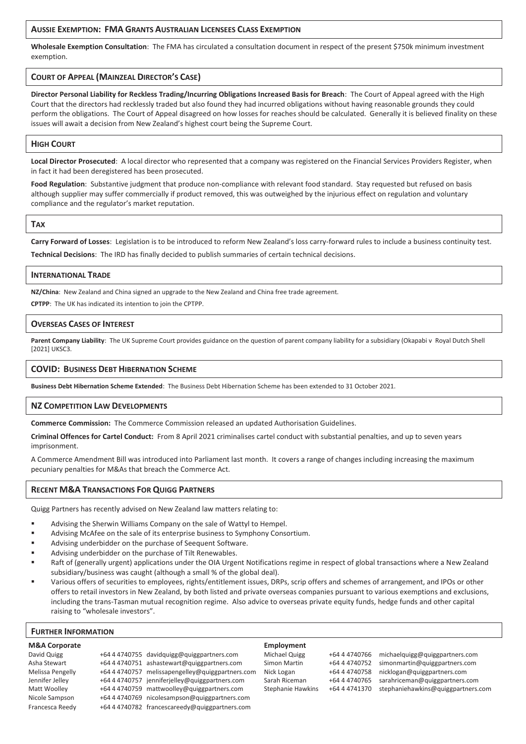## Aussie Exemption: FMA Grants Australian Licensees Class Exemption

**Wholesale Exemption Consultation**: The FMA has circulated a consultation document in respect of the present $750k minimum investment exemption.

## Court of Appeal (Mainzeal Director's Case)

**Director Personal Liability for Reckless Trading/Incurring Obligations Increased Basis for Breach**: The Court of Appeal agreed with the High Court that the directors had recklessly traded but also found they had incurred obligations without having reasonable grounds they could perform the obligations. The Court of Appeal disagreed on how losses for reaches should be calculated. Generally it is believed finality on these issues will await a decision from New Zealand's highest court being the Supreme Court.

## High Court

**Local Director Prosecuted**: A local director who represented that a company was registered on the Financial Services Providers Register, when in fact it had been deregistered has been prosecuted.

**Food Regulation**: Substantive judgment that produce non-compliance with relevant food standard. Stay requested but refused on basis although supplier may suffer commercially if product removed, this was outweighed by the injurious effect on regulation and voluntary compliance and the regulator's market reputation.

## Tax

**Carry Forward of Losses**: Legislation is to be introduced to reform New Zealand's loss carry-forward rules to include a business continuity test.

**Technical Decisions**: The IRD has finally decided to publish summaries of certain technical decisions.

## International Trade

**NZ/China**: New Zealand and China signed an upgrade to the New Zealand and China free trade agreement.

**CPTPP**: The UK has indicated its intention to join the CPTPP.

## Overseas Cases of Interest

**Parent Company Liability**: The UK Supreme Court provides guidance on the question of parent company liability for a subsidiary (Okapabi v Royal Dutch Shell [2021] UKSC3.

## COVID: Business Debt Hibernation Scheme

**Business Debt Hibernation Scheme Extended**: The Business Debt Hibernation Scheme has been extended to 31 October 2021.

## NZ Competition Law Developments

**Commerce Commission:** The Commerce Commission released an updated Authorisation Guidelines.

**Criminal Offences for Cartel Conduct:** From 8 April 2021 criminalises cartel conduct with substantial penalties, and up to seven years imprisonment.

A Commerce Amendment Bill was introduced into Parliament last month. It covers a range of changes including increasing the maximum pecuniary penalties for M&As that breach the Commerce Act.

## Recent M&A Transactions For Quigg Partners

Quigg Partners has recently advised on New Zealand law matters relating to:

- Advising the Sherwin Williams Company on the sale of Wattyl to Hempel.
- Advising McAfee on the sale of its enterprise business to Symphony Consortium.
- Advising underbidder on the purchase of Seequent Software.
- Advising underbidder on the purchase of Tilt Renewables.
- Raft of (generally urgent) applications under the OIA Urgent Notifications regime in respect of global transactions where a New Zealand subsidiary/business was caught (although a small % of the global deal).
- Various offers of securities to employees, rights/entitlement issues, DRPs, scrip offers and schemes of arrangement, and IPOs or other offers to retail investors in New Zealand, by both listed and private overseas companies pursuant to various exemptions and exclusions, including the trans-Tasman mutual recognition regime. Also advice to overseas private equity funds, hedge funds and other capital raising to "wholesale investors".

## Further Information

**M&A Corporate**

| | | |
|---|---|---|
| David Quigg | +64 4 4740755 | davidquigg@quiggpartners.com |
| Asha Stewart | +64 4 4740751 | ashastewart@quiggpartners.com |
| Melissa Pengelly | +64 4 4740757 | melissapengelly@quiggpartners.com |
| Jennifer Jelley | +64 4 4740757 | jenniferjelley@quiggpartners.com |
| Matt Woolley | +64 4 4740759 | mattwoolley@quiggpartners.com |
| Nicole Sampson | +64 4 4740769 | nicolesampson@quiggpartners.com |
| Francesca Reedy | +64 4 4740782 | francescareedy@quiggpartners.com |

**Employment**

| | | |
|---|---|---|
| Michael Quigg | +64 4 4740766 | michaelquigg@quiggpartners.com |
| Simon Martin | +64 4 4740752 | simonmartin@quiggpartners.com |
| Nick Logan | +64 4 4740758 | nicklogan@quiggpartners.com |
| Sarah Riceman | +64 4 4740765 | sarahriceman@quiggpartners.com |
| Stephanie Hawkins | +64 4 4741370 | stephaniehawkins@quiggpartners.com |